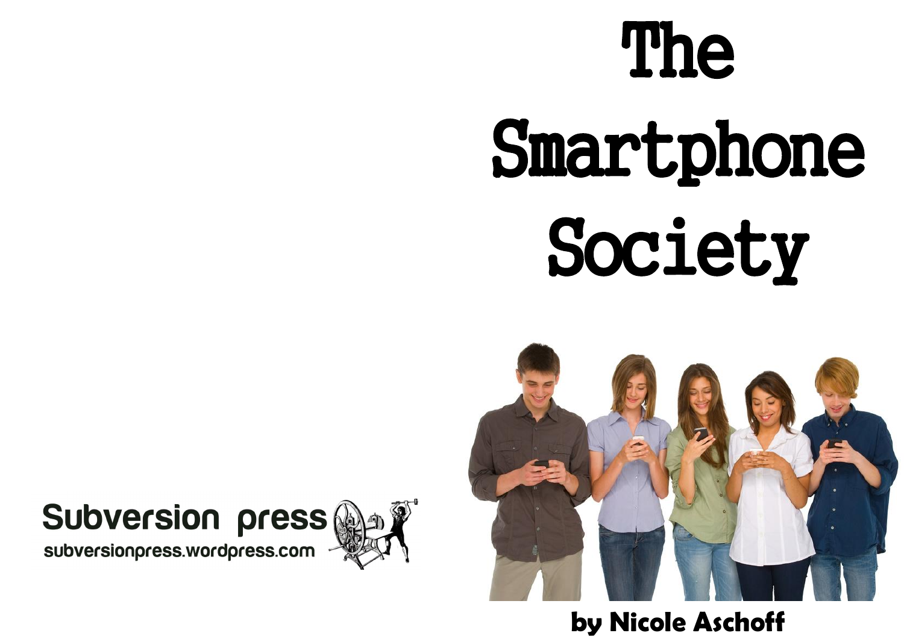# The Smartphone Society

**by Nicole Aschoff**

**Subversion press**
subversionpress.wordpress.com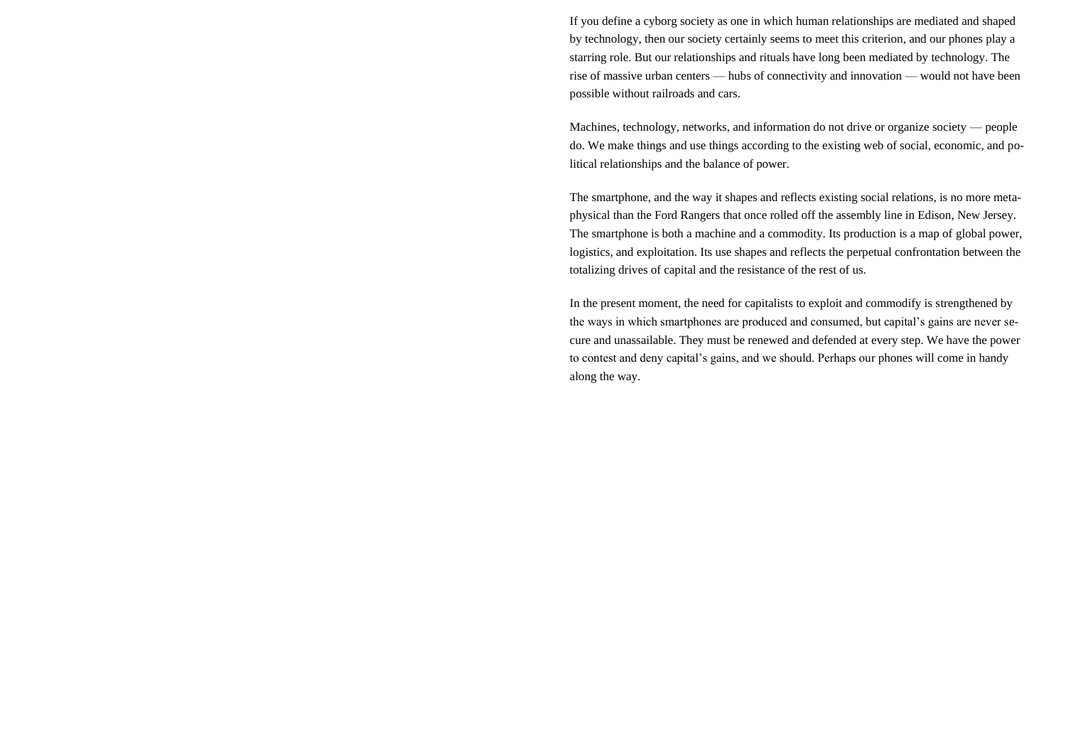If you define a cyborg society as one in which human relationships are mediated and shaped by technology, then our society certainly seems to meet this criterion, and our phones play a starring role. But our relationships and rituals have long been mediated by technology. The rise of massive urban centers — hubs of connectivity and innovation — would not have been possible without railroads and cars.

Machines, technology, networks, and information do not drive or organize society — people do. We make things and use things according to the existing web of social, economic, and political relationships and the balance of power.

The smartphone, and the way it shapes and reflects existing social relations, is no more metaphysical than the Ford Rangers that once rolled off the assembly line in Edison, New Jersey. The smartphone is both a machine and a commodity. Its production is a map of global power, logistics, and exploitation. Its use shapes and reflects the perpetual confrontation between the totalizing drives of capital and the resistance of the rest of us.

In the present moment, the need for capitalists to exploit and commodify is strengthened by the ways in which smartphones are produced and consumed, but capital's gains are never secure and unassailable. They must be renewed and defended at every step. We have the power to contest and deny capital's gains, and we should. Perhaps our phones will come in handy along the way.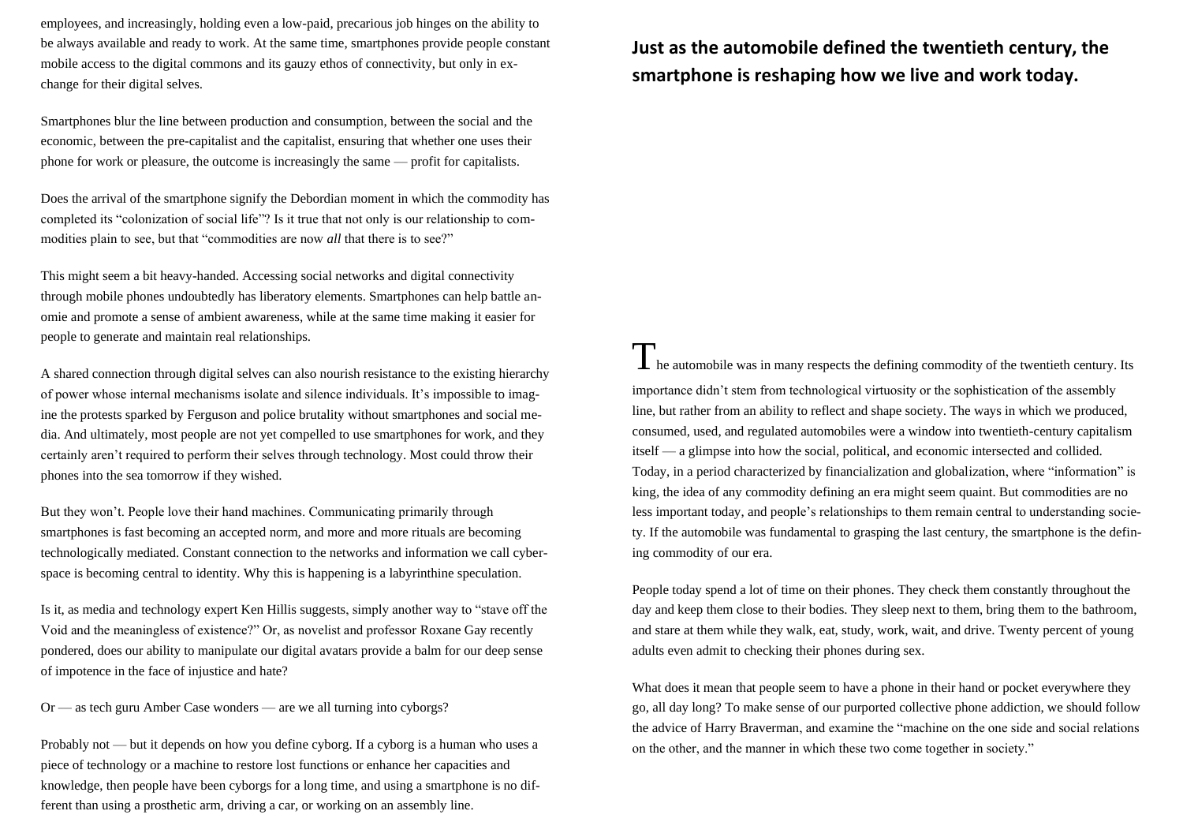employees, and increasingly, holding even a low-paid, precarious job hinges on the ability to be always available and ready to work. At the same time, smartphones provide people constant mobile access to the digital commons and its gauzy ethos of connectivity, but only in exchange for their digital selves.

Smartphones blur the line between production and consumption, between the social and the economic, between the pre-capitalist and the capitalist, ensuring that whether one uses their phone for work or pleasure, the outcome is increasingly the same — profit for capitalists.

Does the arrival of the smartphone signify the Debordian moment in which the commodity has completed its "colonization of social life"? Is it true that not only is our relationship to commodities plain to see, but that "commodities are now *all* that there is to see?"

This might seem a bit heavy-handed. Accessing social networks and digital connectivity through mobile phones undoubtedly has liberatory elements. Smartphones can help battle anomie and promote a sense of ambient awareness, while at the same time making it easier for people to generate and maintain real relationships.

A shared connection through digital selves can also nourish resistance to the existing hierarchy of power whose internal mechanisms isolate and silence individuals. It's impossible to imagine the protests sparked by Ferguson and police brutality without smartphones and social media. And ultimately, most people are not yet compelled to use smartphones for work, and they certainly aren't required to perform their selves through technology. Most could throw their phones into the sea tomorrow if they wished.

But they won't. People love their hand machines. Communicating primarily through smartphones is fast becoming an accepted norm, and more and more rituals are becoming technologically mediated. Constant connection to the networks and information we call cyberspace is becoming central to identity. Why this is happening is a labyrinthine speculation.

Is it, as media and technology expert Ken Hillis suggests, simply another way to "stave off the Void and the meaningless of existence?" Or, as novelist and professor Roxane Gay recently pondered, does our ability to manipulate our digital avatars provide a balm for our deep sense of impotence in the face of injustice and hate?

Or — as tech guru Amber Case wonders — are we all turning into cyborgs?

Probably not — but it depends on how you define cyborg. If a cyborg is a human who uses a piece of technology or a machine to restore lost functions or enhance her capacities and knowledge, then people have been cyborgs for a long time, and using a smartphone is no different than using a prosthetic arm, driving a car, or working on an assembly line.

**Just as the automobile defined the twentieth century, the smartphone is reshaping how we live and work today.**

The automobile was in many respects the defining commodity of the twentieth century. Its importance didn't stem from technological virtuosity or the sophistication of the assembly line, but rather from an ability to reflect and shape society. The ways in which we produced, consumed, used, and regulated automobiles were a window into twentieth-century capitalism itself — a glimpse into how the social, political, and economic intersected and collided. Today, in a period characterized by financialization and globalization, where "information" is king, the idea of any commodity defining an era might seem quaint. But commodities are no less important today, and people's relationships to them remain central to understanding society. If the automobile was fundamental to grasping the last century, the smartphone is the defining commodity of our era.

People today spend a lot of time on their phones. They check them constantly throughout the day and keep them close to their bodies. They sleep next to them, bring them to the bathroom, and stare at them while they walk, eat, study, work, wait, and drive. Twenty percent of young adults even admit to checking their phones during sex.

What does it mean that people seem to have a phone in their hand or pocket everywhere they go, all day long? To make sense of our purported collective phone addiction, we should follow the advice of Harry Braverman, and examine the "machine on the one side and social relations on the other, and the manner in which these two come together in society."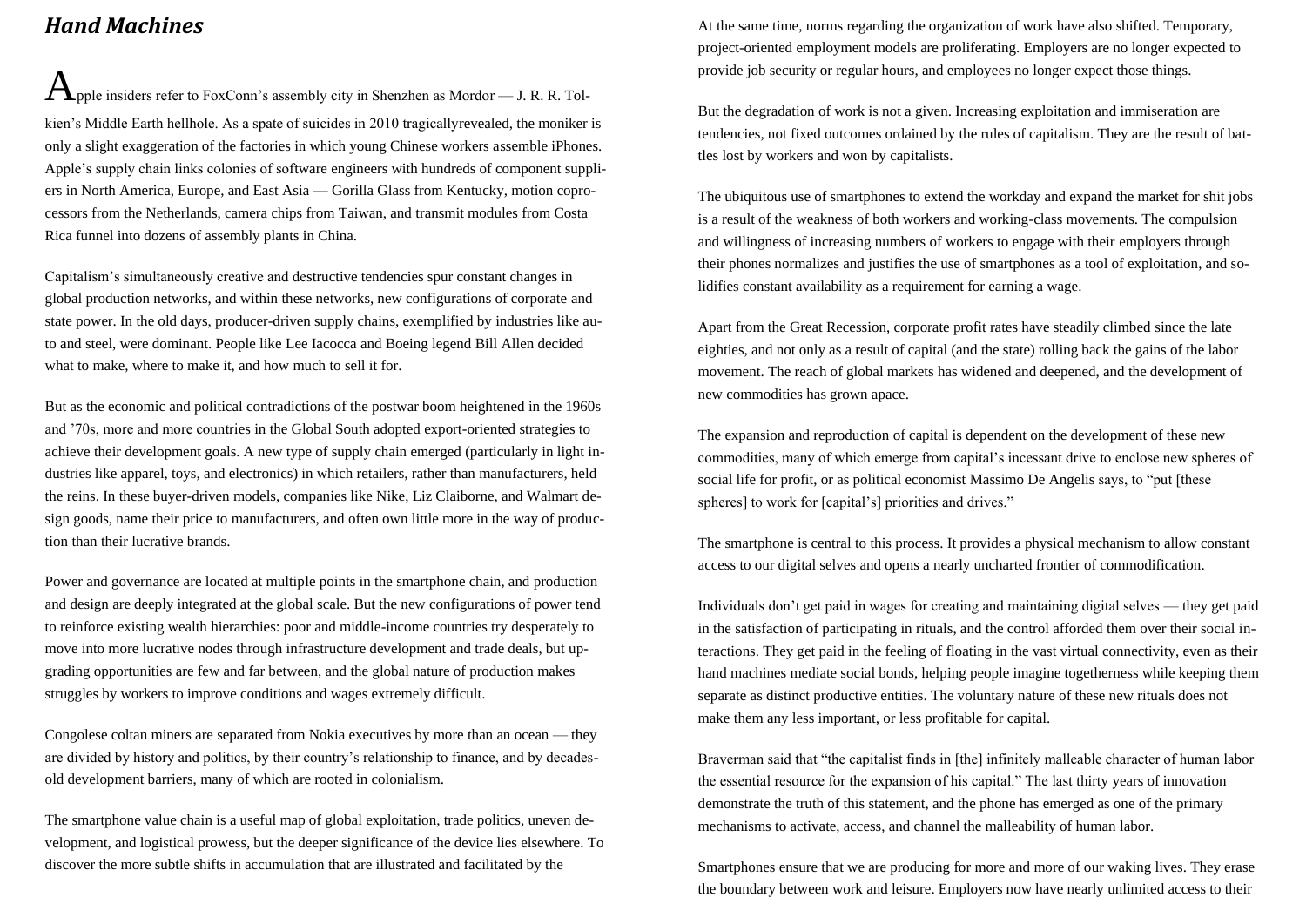## *Hand Machines*

Apple insiders refer to FoxConn's assembly city in Shenzhen as Mordor — J. R. R. Tolkien's Middle Earth hellhole. As a spate of suicides in 2010 tragicallyrevealed, the moniker is only a slight exaggeration of the factories in which young Chinese workers assemble iPhones. Apple's supply chain links colonies of software engineers with hundreds of component suppliers in North America, Europe, and East Asia — Gorilla Glass from Kentucky, motion coprocessors from the Netherlands, camera chips from Taiwan, and transmit modules from Costa Rica funnel into dozens of assembly plants in China.

Capitalism's simultaneously creative and destructive tendencies spur constant changes in global production networks, and within these networks, new configurations of corporate and state power. In the old days, producer-driven supply chains, exemplified by industries like auto and steel, were dominant. People like Lee Iacocca and Boeing legend Bill Allen decided what to make, where to make it, and how much to sell it for.

But as the economic and political contradictions of the postwar boom heightened in the 1960s and '70s, more and more countries in the Global South adopted export-oriented strategies to achieve their development goals. A new type of supply chain emerged (particularly in light industries like apparel, toys, and electronics) in which retailers, rather than manufacturers, held the reins. In these buyer-driven models, companies like Nike, Liz Claiborne, and Walmart design goods, name their price to manufacturers, and often own little more in the way of production than their lucrative brands.

Power and governance are located at multiple points in the smartphone chain, and production and design are deeply integrated at the global scale. But the new configurations of power tend to reinforce existing wealth hierarchies: poor and middle-income countries try desperately to move into more lucrative nodes through infrastructure development and trade deals, but upgrading opportunities are few and far between, and the global nature of production makes struggles by workers to improve conditions and wages extremely difficult.

Congolese coltan miners are separated from Nokia executives by more than an ocean — they are divided by history and politics, by their country's relationship to finance, and by decades-old development barriers, many of which are rooted in colonialism.

The smartphone value chain is a useful map of global exploitation, trade politics, uneven development, and logistical prowess, but the deeper significance of the device lies elsewhere. To discover the more subtle shifts in accumulation that are illustrated and facilitated by the

At the same time, norms regarding the organization of work have also shifted. Temporary, project-oriented employment models are proliferating. Employers are no longer expected to provide job security or regular hours, and employees no longer expect those things.

But the degradation of work is not a given. Increasing exploitation and immiseration are tendencies, not fixed outcomes ordained by the rules of capitalism. They are the result of battles lost by workers and won by capitalists.

The ubiquitous use of smartphones to extend the workday and expand the market for shit jobs is a result of the weakness of both workers and working-class movements. The compulsion and willingness of increasing numbers of workers to engage with their employers through their phones normalizes and justifies the use of smartphones as a tool of exploitation, and solidifies constant availability as a requirement for earning a wage.

Apart from the Great Recession, corporate profit rates have steadily climbed since the late eighties, and not only as a result of capital (and the state) rolling back the gains of the labor movement. The reach of global markets has widened and deepened, and the development of new commodities has grown apace.

The expansion and reproduction of capital is dependent on the development of these new commodities, many of which emerge from capital's incessant drive to enclose new spheres of social life for profit, or as political economist Massimo De Angelis says, to "put [these spheres] to work for [capital's] priorities and drives."

The smartphone is central to this process. It provides a physical mechanism to allow constant access to our digital selves and opens a nearly uncharted frontier of commodification.

Individuals don't get paid in wages for creating and maintaining digital selves — they get paid in the satisfaction of participating in rituals, and the control afforded them over their social interactions. They get paid in the feeling of floating in the vast virtual connectivity, even as their hand machines mediate social bonds, helping people imagine togetherness while keeping them separate as distinct productive entities. The voluntary nature of these new rituals does not make them any less important, or less profitable for capital.

Braverman said that "the capitalist finds in [the] infinitely malleable character of human labor the essential resource for the expansion of his capital." The last thirty years of innovation demonstrate the truth of this statement, and the phone has emerged as one of the primary mechanisms to activate, access, and channel the malleability of human labor.

Smartphones ensure that we are producing for more and more of our waking lives. They erase the boundary between work and leisure. Employers now have nearly unlimited access to their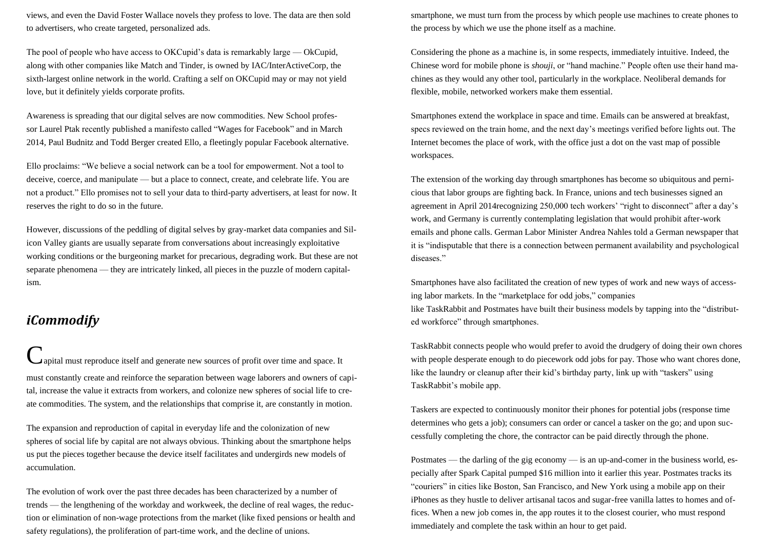views, and even the David Foster Wallace novels they profess to love. The data are then sold to advertisers, who create targeted, personalized ads.

The pool of people who have access to OKCupid's data is remarkably large — OkCupid, along with other companies like Match and Tinder, is owned by IAC/InterActiveCorp, the sixth-largest online network in the world. Crafting a self on OKCupid may or may not yield love, but it definitely yields corporate profits.

Awareness is spreading that our digital selves are now commodities. New School professor Laurel Ptak recently published a manifesto called "Wages for Facebook" and in March 2014, Paul Budnitz and Todd Berger created Ello, a fleetingly popular Facebook alternative.

Ello proclaims: "We believe a social network can be a tool for empowerment. Not a tool to deceive, coerce, and manipulate — but a place to connect, create, and celebrate life. You are not a product." Ello promises not to sell your data to third-party advertisers, at least for now. It reserves the right to do so in the future.

However, discussions of the peddling of digital selves by gray-market data companies and Silicon Valley giants are usually separate from conversations about increasingly exploitative working conditions or the burgeoning market for precarious, degrading work. But these are not separate phenomena — they are intricately linked, all pieces in the puzzle of modern capitalism.

## *iCommodify*

Capital must reproduce itself and generate new sources of profit over time and space. It must constantly create and reinforce the separation between wage laborers and owners of capital, increase the value it extracts from workers, and colonize new spheres of social life to create commodities. The system, and the relationships that comprise it, are constantly in motion.

The expansion and reproduction of capital in everyday life and the colonization of new spheres of social life by capital are not always obvious. Thinking about the smartphone helps us put the pieces together because the device itself facilitates and undergirds new models of accumulation.

The evolution of work over the past three decades has been characterized by a number of trends — the lengthening of the workday and workweek, the decline of real wages, the reduction or elimination of non-wage protections from the market (like fixed pensions or health and safety regulations), the proliferation of part-time work, and the decline of unions.

smartphone, we must turn from the process by which people use machines to create phones to the process by which we use the phone itself as a machine.

Considering the phone as a machine is, in some respects, immediately intuitive. Indeed, the Chinese word for mobile phone is *shouji*, or "hand machine." People often use their hand machines as they would any other tool, particularly in the workplace. Neoliberal demands for flexible, mobile, networked workers make them essential.

Smartphones extend the workplace in space and time. Emails can be answered at breakfast, specs reviewed on the train home, and the next day's meetings verified before lights out. The Internet becomes the place of work, with the office just a dot on the vast map of possible workspaces.

The extension of the working day through smartphones has become so ubiquitous and pernicious that labor groups are fighting back. In France, unions and tech businesses signed an agreement in April 2014recognizing 250,000 tech workers' "right to disconnect" after a day's work, and Germany is currently contemplating legislation that would prohibit after-work emails and phone calls. German Labor Minister Andrea Nahles told a German newspaper that it is "indisputable that there is a connection between permanent availability and psychological diseases."

Smartphones have also facilitated the creation of new types of work and new ways of accessing labor markets. In the "marketplace for odd jobs," companies like TaskRabbit and Postmates have built their business models by tapping into the "distributed workforce" through smartphones.

TaskRabbit connects people who would prefer to avoid the drudgery of doing their own chores with people desperate enough to do piecework odd jobs for pay. Those who want chores done, like the laundry or cleanup after their kid's birthday party, link up with "taskers" using TaskRabbit's mobile app.

Taskers are expected to continuously monitor their phones for potential jobs (response time determines who gets a job); consumers can order or cancel a tasker on the go; and upon successfully completing the chore, the contractor can be paid directly through the phone.

Postmates — the darling of the gig economy — is an up-and-comer in the business world, especially after Spark Capital pumped $16 million into it earlier this year. Postmates tracks its "couriers" in cities like Boston, San Francisco, and New York using a mobile app on their iPhones as they hustle to deliver artisanal tacos and sugar-free vanilla lattes to homes and offices. When a new job comes in, the app routes it to the closest courier, who must respond immediately and complete the task within an hour to get paid.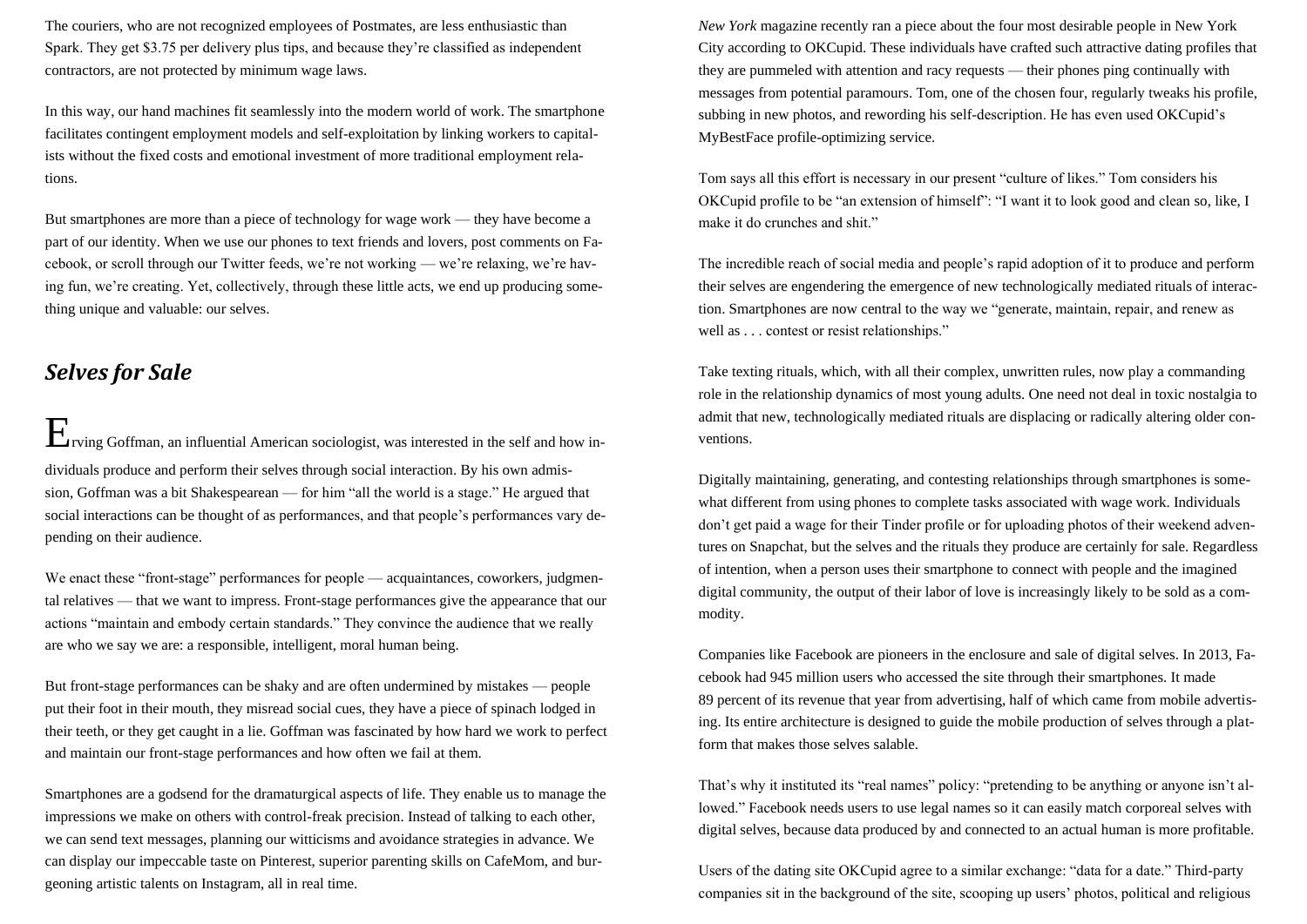The couriers, who are not recognized employees of Postmates, are less enthusiastic than Spark. They get $3.75 per delivery plus tips, and because they're classified as independent contractors, are not protected by minimum wage laws.

In this way, our hand machines fit seamlessly into the modern world of work. The smartphone facilitates contingent employment models and self-exploitation by linking workers to capitalists without the fixed costs and emotional investment of more traditional employment relations.

But smartphones are more than a piece of technology for wage work — they have become a part of our identity. When we use our phones to text friends and lovers, post comments on Facebook, or scroll through our Twitter feeds, we're not working — we're relaxing, we're having fun, we're creating. Yet, collectively, through these little acts, we end up producing something unique and valuable: our selves.

## *Selves for Sale*

Erving Goffman, an influential American sociologist, was interested in the self and how individuals produce and perform their selves through social interaction. By his own admission, Goffman was a bit Shakespearean — for him "all the world is a stage." He argued that social interactions can be thought of as performances, and that people's performances vary depending on their audience.

We enact these "front-stage" performances for people — acquaintances, coworkers, judgmental relatives — that we want to impress. Front-stage performances give the appearance that our actions "maintain and embody certain standards." They convince the audience that we really are who we say we are: a responsible, intelligent, moral human being.

But front-stage performances can be shaky and are often undermined by mistakes — people put their foot in their mouth, they misread social cues, they have a piece of spinach lodged in their teeth, or they get caught in a lie. Goffman was fascinated by how hard we work to perfect and maintain our front-stage performances and how often we fail at them.

Smartphones are a godsend for the dramaturgical aspects of life. They enable us to manage the impressions we make on others with control-freak precision. Instead of talking to each other, we can send text messages, planning our witticisms and avoidance strategies in advance. We can display our impeccable taste on Pinterest, superior parenting skills on CafeMom, and burgeoning artistic talents on Instagram, all in real time.

*New York* magazine recently ran a piece about the four most desirable people in New York City according to OKCupid. These individuals have crafted such attractive dating profiles that they are pummeled with attention and racy requests — their phones ping continually with messages from potential paramours. Tom, one of the chosen four, regularly tweaks his profile, subbing in new photos, and rewording his self-description. He has even used OKCupid's MyBestFace profile-optimizing service.

Tom says all this effort is necessary in our present "culture of likes." Tom considers his OKCupid profile to be "an extension of himself": "I want it to look good and clean so, like, I make it do crunches and shit."

The incredible reach of social media and people's rapid adoption of it to produce and perform their selves are engendering the emergence of new technologically mediated rituals of interaction. Smartphones are now central to the way we "generate, maintain, repair, and renew as well as . . . contest or resist relationships."

Take texting rituals, which, with all their complex, unwritten rules, now play a commanding role in the relationship dynamics of most young adults. One need not deal in toxic nostalgia to admit that new, technologically mediated rituals are displacing or radically altering older conventions.

Digitally maintaining, generating, and contesting relationships through smartphones is somewhat different from using phones to complete tasks associated with wage work. Individuals don't get paid a wage for their Tinder profile or for uploading photos of their weekend adventures on Snapchat, but the selves and the rituals they produce are certainly for sale. Regardless of intention, when a person uses their smartphone to connect with people and the imagined digital community, the output of their labor of love is increasingly likely to be sold as a commodity.

Companies like Facebook are pioneers in the enclosure and sale of digital selves. In 2013, Facebook had 945 million users who accessed the site through their smartphones. It made 89 percent of its revenue that year from advertising, half of which came from mobile advertising. Its entire architecture is designed to guide the mobile production of selves through a platform that makes those selves salable.

That's why it instituted its "real names" policy: "pretending to be anything or anyone isn't allowed." Facebook needs users to use legal names so it can easily match corporeal selves with digital selves, because data produced by and connected to an actual human is more profitable.

Users of the dating site OKCupid agree to a similar exchange: "data for a date." Third-party companies sit in the background of the site, scooping up users' photos, political and religious